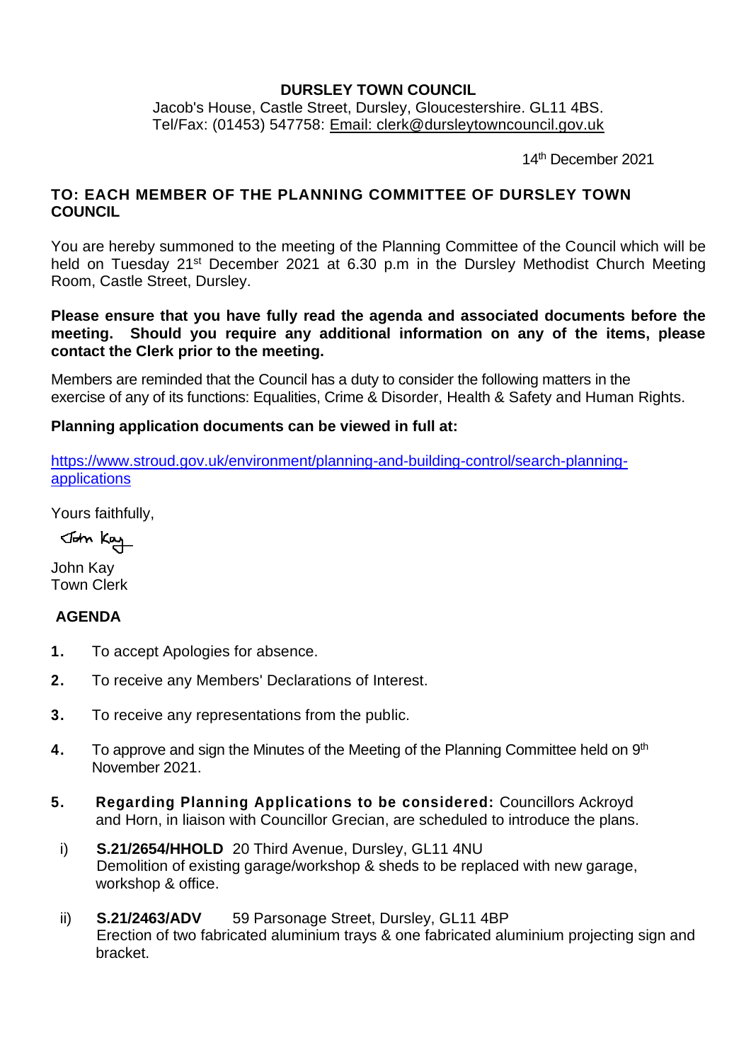**DURSLEY TOWN COUNCIL**

Jacob's House, Castle Street, Dursley, Gloucestershire. GL11 4BS.
Tel/Fax: (01453) 547758: Email: clerk@dursleytowncouncil.gov.uk

14th December 2021

**TO: EACH MEMBER OF THE PLANNING COMMITTEE OF DURSLEY TOWN COUNCIL**

You are hereby summoned to the meeting of the Planning Committee of the Council which will be held on Tuesday 21st December 2021 at 6.30 p.m in the Dursley Methodist Church Meeting Room, Castle Street, Dursley.

**Please ensure that you have fully read the agenda and associated documents before the meeting. Should you require any additional information on any of the items, please contact the Clerk prior to the meeting.**

Members are reminded that the Council has a duty to consider the following matters in the exercise of any of its functions: Equalities, Crime & Disorder, Health & Safety and Human Rights.

**Planning application documents can be viewed in full at:**

https://www.stroud.gov.uk/environment/planning-and-building-control/search-planning-applications

Yours faithfully,

John Kay

John Kay
Town Clerk

## AGENDA

1. To accept Apologies for absence.
2. To receive any Members' Declarations of Interest.
3. To receive any representations from the public.
4. To approve and sign the Minutes of the Meeting of the Planning Committee held on 9th November 2021.
5. **Regarding Planning Applications to be considered:** Councillors Ackroyd and Horn, in liaison with Councillor Grecian, are scheduled to introduce the plans.

   i) **S.21/2654/HHOLD** 20 Third Avenue, Dursley, GL11 4NU
   Demolition of existing garage/workshop & sheds to be replaced with new garage, workshop & office.

   ii) **S.21/2463/ADV** 59 Parsonage Street, Dursley, GL11 4BP
   Erection of two fabricated aluminium trays & one fabricated aluminium projecting sign and bracket.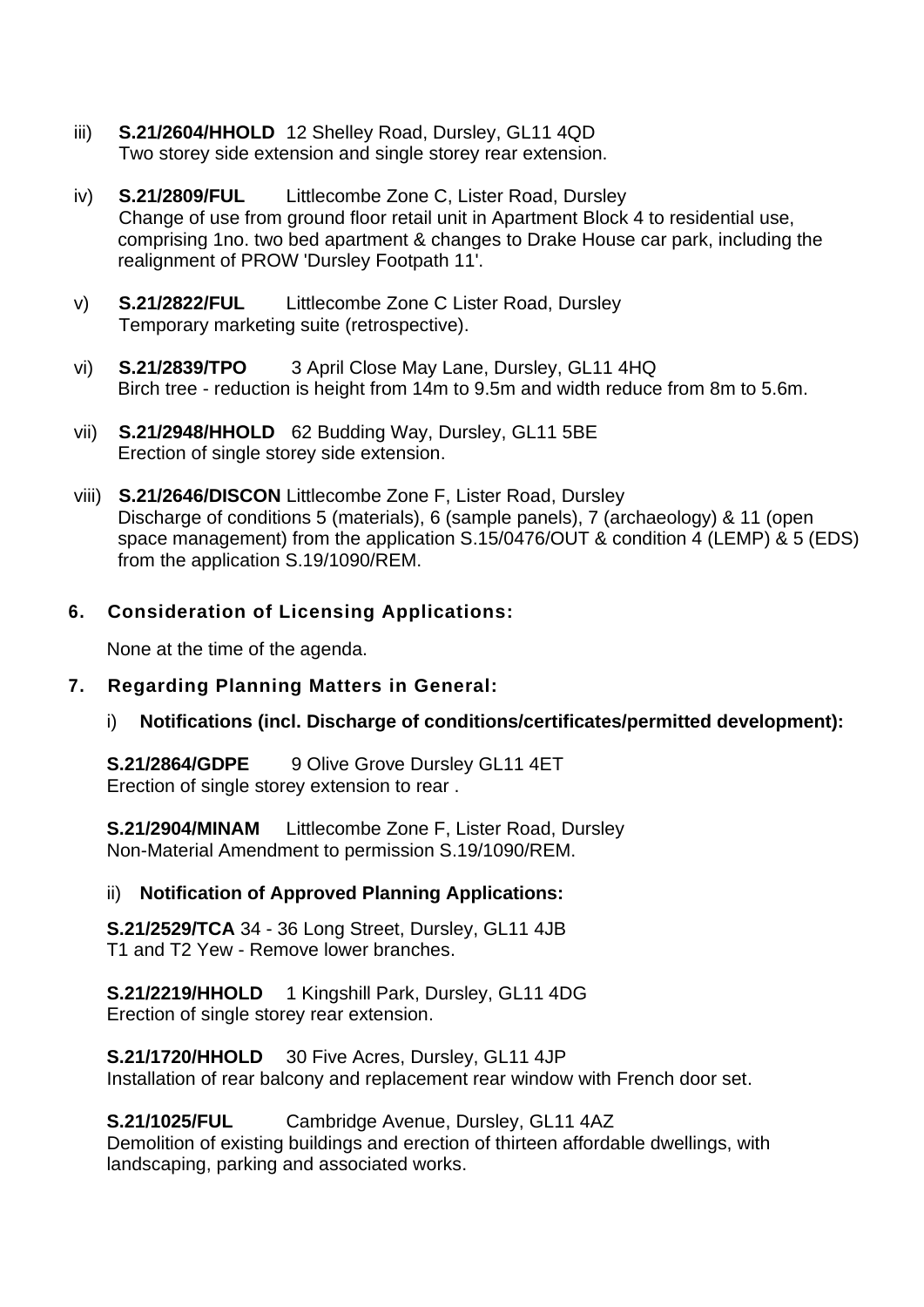iii) **S.21/2604/HHOLD** 12 Shelley Road, Dursley, GL11 4QD
Two storey side extension and single storey rear extension.

iv) **S.21/2809/FUL** Littlecombe Zone C, Lister Road, Dursley
Change of use from ground floor retail unit in Apartment Block 4 to residential use, comprising 1no. two bed apartment & changes to Drake House car park, including the realignment of PROW 'Dursley Footpath 11'.

v) **S.21/2822/FUL** Littlecombe Zone C Lister Road, Dursley
Temporary marketing suite (retrospective).

vi) **S.21/2839/TPO** 3 April Close May Lane, Dursley, GL11 4HQ
Birch tree - reduction is height from 14m to 9.5m and width reduce from 8m to 5.6m.

vii) **S.21/2948/HHOLD** 62 Budding Way, Dursley, GL11 5BE
Erection of single storey side extension.

viii) **S.21/2646/DISCON** Littlecombe Zone F, Lister Road, Dursley
Discharge of conditions 5 (materials), 6 (sample panels), 7 (archaeology) & 11 (open space management) from the application S.15/0476/OUT & condition 4 (LEMP) & 5 (EDS) from the application S.19/1090/REM.

## 6. Consideration of Licensing Applications:

None at the time of the agenda.

## 7. Regarding Planning Matters in General:

### i) Notifications (incl. Discharge of conditions/certificates/permitted development):

**S.21/2864/GDPE** 9 Olive Grove Dursley GL11 4ET
Erection of single storey extension to rear .

**S.21/2904/MINAM** Littlecombe Zone F, Lister Road, Dursley
Non-Material Amendment to permission S.19/1090/REM.

### ii) Notification of Approved Planning Applications:

**S.21/2529/TCA** 34 - 36 Long Street, Dursley, GL11 4JB
T1 and T2 Yew - Remove lower branches.

**S.21/2219/HHOLD** 1 Kingshill Park, Dursley, GL11 4DG
Erection of single storey rear extension.

**S.21/1720/HHOLD** 30 Five Acres, Dursley, GL11 4JP
Installation of rear balcony and replacement rear window with French door set.

**S.21/1025/FUL** Cambridge Avenue, Dursley, GL11 4AZ
Demolition of existing buildings and erection of thirteen affordable dwellings, with landscaping, parking and associated works.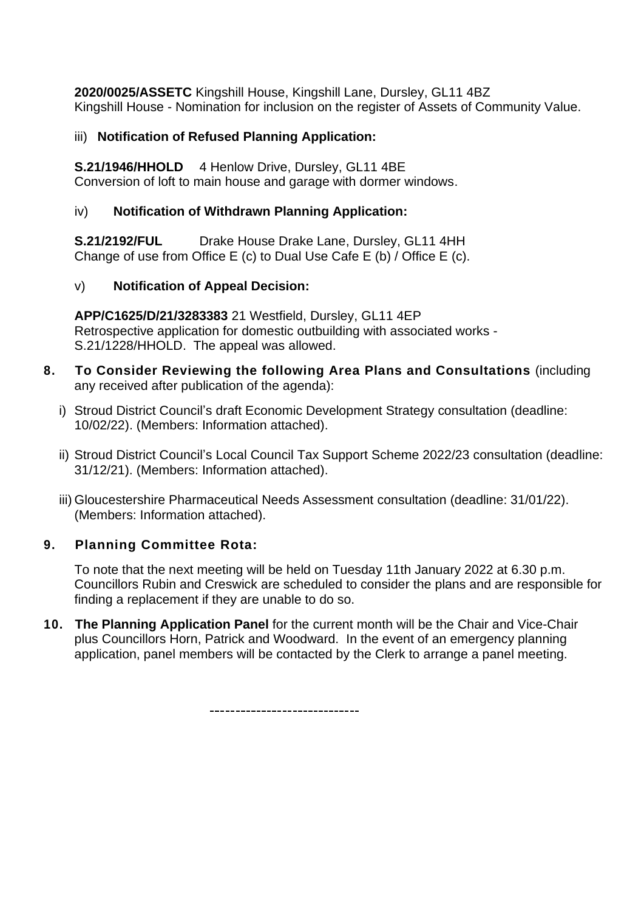**2020/0025/ASSETC** Kingshill House, Kingshill Lane, Dursley, GL11 4BZ
Kingshill House - Nomination for inclusion on the register of Assets of Community Value.

iii) **Notification of Refused Planning Application:**

**S.21/1946/HHOLD** 4 Henlow Drive, Dursley, GL11 4BE
Conversion of loft to main house and garage with dormer windows.

iv) **Notification of Withdrawn Planning Application:**

**S.21/2192/FUL** Drake House Drake Lane, Dursley, GL11 4HH
Change of use from Office E (c) to Dual Use Cafe E (b) / Office E (c).

v) **Notification of Appeal Decision:**

**APP/C1625/D/21/3283383** 21 Westfield, Dursley, GL11 4EP
Retrospective application for domestic outbuilding with associated works - S.21/1228/HHOLD. The appeal was allowed.

**8. To Consider Reviewing the following Area Plans and Consultations** (including any received after publication of the agenda):

i) Stroud District Council's draft Economic Development Strategy consultation (deadline: 10/02/22). (Members: Information attached).

ii) Stroud District Council's Local Council Tax Support Scheme 2022/23 consultation (deadline: 31/12/21). (Members: Information attached).

iii) Gloucestershire Pharmaceutical Needs Assessment consultation (deadline: 31/01/22). (Members: Information attached).

**9. Planning Committee Rota:**

To note that the next meeting will be held on Tuesday 11th January 2022 at 6.30 p.m. Councillors Rubin and Creswick are scheduled to consider the plans and are responsible for finding a replacement if they are unable to do so.

**10. The Planning Application Panel** for the current month will be the Chair and Vice-Chair plus Councillors Horn, Patrick and Woodward. In the event of an emergency planning application, panel members will be contacted by the Clerk to arrange a panel meeting.

-----------------------------